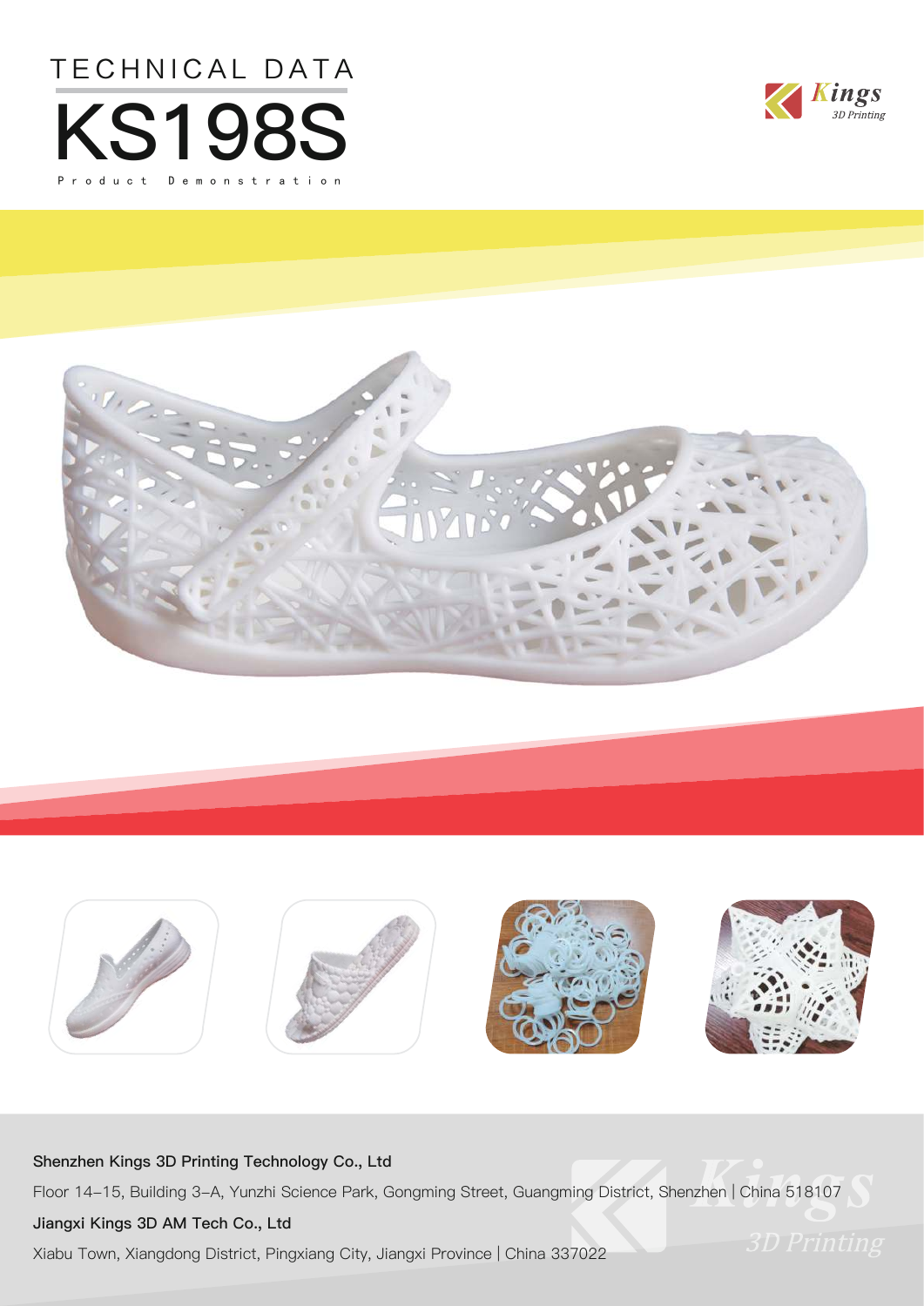TECHNICAL DATA

# KS198S

Product Demonstration

**Shenzhen Kings 3D Printing Technology Co., Ltd**

Floor 14–15, Building 3–A, Yunzhi Science Park, Gongming Street, Guangming District, Shenzhen | China 518107

**Jiangxi Kings 3D AM Tech Co., Ltd**

Xiabu Town, Xiangdong District, Pingxiang City, Jiangxi Province | China 337022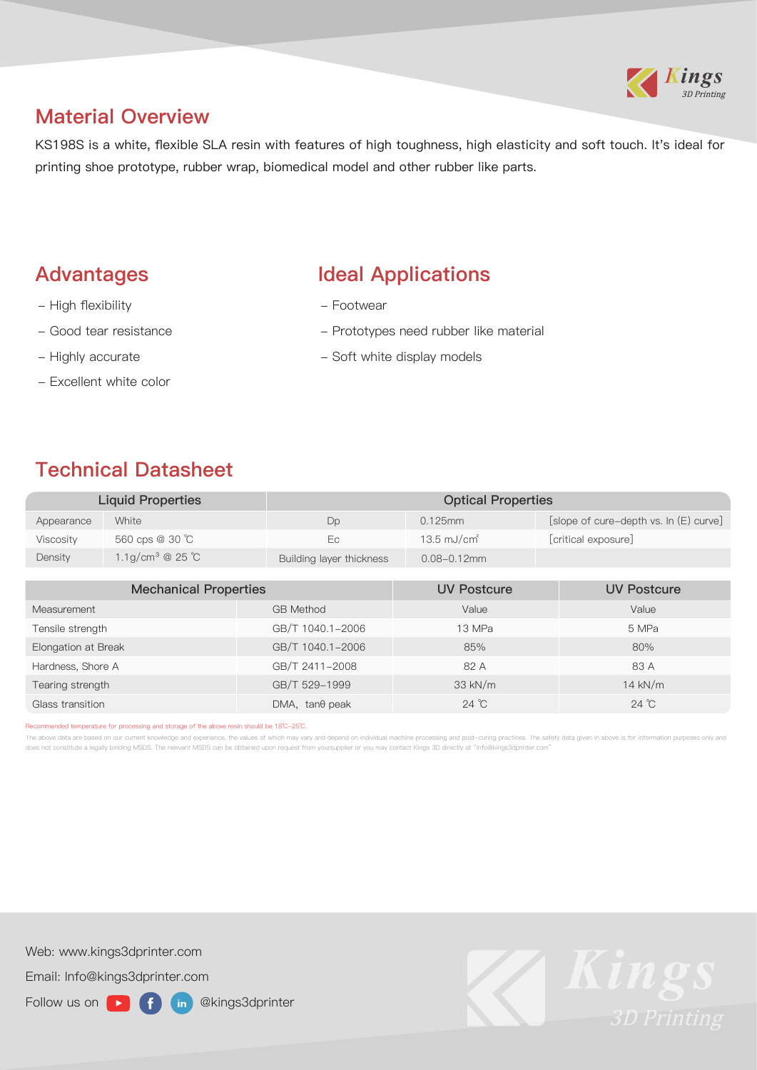## Material Overview

KS198S is a white, flexible SLA resin with features of high toughness, high elasticity and soft touch. It's ideal for printing shoe prototype, rubber wrap, biomedical model and other rubber like parts.

## Advantages

- High flexibility
- Good tear resistance
- Highly accurate
- Excellent white color

## Ideal Applications

- Footwear
- Prototypes need rubber like material
- Soft white display models

## Technical Datasheet

| Liquid Properties | | Optical Properties | | |
|---|---|---|---|---|
| Appearance | White | Dp | 0.125mm | [slope of cure-depth vs. ln (E) curve] |
| Viscosity | 560 cps @ 30 ℃ | Ec | 13.5 mJ/cm² | [critical exposure] |
| Density | 1.1g/cm³ @ 25 ℃ | Building layer thickness | 0.08-0.12mm | |

| Mechanical Properties | | UV Postcure | UV Postcure |
|---|---|---|---|
| Measurement | GB Method | Value | Value |
| Tensile strength | GB/T 1040.1-2006 | 13 MPa | 5 MPa |
| Elongation at Break | GB/T 1040.1-2006 | 85% | 80% |
| Hardness, Shore A | GB/T 2411-2008 | 82 A | 83 A |
| Tearing strength | GB/T 529-1999 | 33 kN/m | 14 kN/m |
| Glass transition | DMA, tanθ peak | 24 ℃ | 24 ℃ |

Recommended temperature for processing and storage of the above resin should be 18℃-25℃.

The above data are based on our current knowledge and experience, the values of which may vary and depend on individual machine processing and post-curing practices. The safety data given in above is for information purposes only and does not constitute a legally binding MSDS. The relevant MSDS can be obtained upon request from yoursupplier or you may contact Kings 3D directly at "info@kings3dprinter.com"

Web: www.kings3dprinter.com

Email: Info@kings3dprinter.com

Follow us on @kings3dprinter